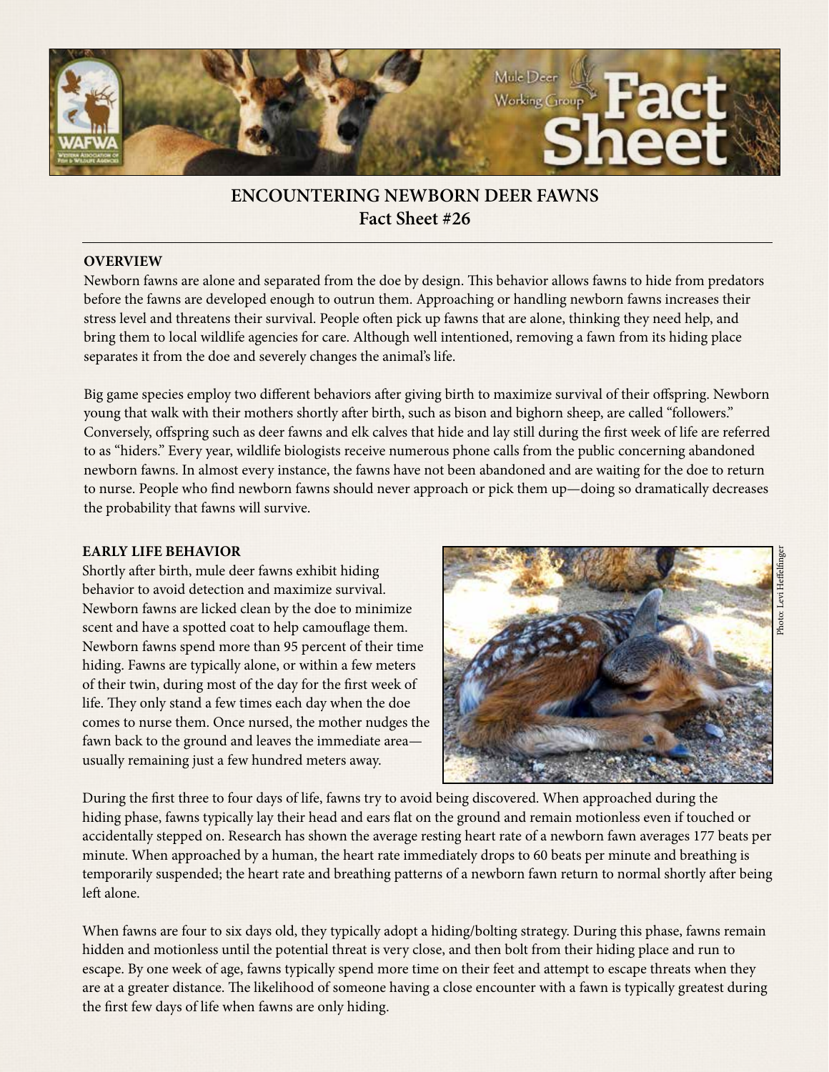# ENCOUNTERING NEWBORN DEER FAWNS
## Fact Sheet #26

### OVERVIEW

Newborn fawns are alone and separated from the doe by design. This behavior allows fawns to hide from predators before the fawns are developed enough to outrun them. Approaching or handling newborn fawns increases their stress level and threatens their survival. People often pick up fawns that are alone, thinking they need help, and bring them to local wildlife agencies for care. Although well intentioned, removing a fawn from its hiding place separates it from the doe and severely changes the animal's life.

Big game species employ two different behaviors after giving birth to maximize survival of their offspring. Newborn young that walk with their mothers shortly after birth, such as bison and bighorn sheep, are called "followers." Conversely, offspring such as deer fawns and elk calves that hide and lay still during the first week of life are referred to as "hiders." Every year, wildlife biologists receive numerous phone calls from the public concerning abandoned newborn fawns. In almost every instance, the fawns have not been abandoned and are waiting for the doe to return to nurse. People who find newborn fawns should never approach or pick them up—doing so dramatically decreases the probability that fawns will survive.

### EARLY LIFE BEHAVIOR

Shortly after birth, mule deer fawns exhibit hiding behavior to avoid detection and maximize survival. Newborn fawns are licked clean by the doe to minimize scent and have a spotted coat to help camouflage them. Newborn fawns spend more than 95 percent of their time hiding. Fawns are typically alone, or within a few meters of their twin, during most of the day for the first week of life. They only stand a few times each day when the doe comes to nurse them. Once nursed, the mother nudges the fawn back to the ground and leaves the immediate area—usually remaining just a few hundred meters away.

Photo: Levi Heffelfinger

During the first three to four days of life, fawns try to avoid being discovered. When approached during the hiding phase, fawns typically lay their head and ears flat on the ground and remain motionless even if touched or accidentally stepped on. Research has shown the average resting heart rate of a newborn fawn averages 177 beats per minute. When approached by a human, the heart rate immediately drops to 60 beats per minute and breathing is temporarily suspended; the heart rate and breathing patterns of a newborn fawn return to normal shortly after being left alone.

When fawns are four to six days old, they typically adopt a hiding/bolting strategy. During this phase, fawns remain hidden and motionless until the potential threat is very close, and then bolt from their hiding place and run to escape. By one week of age, fawns typically spend more time on their feet and attempt to escape threats when they are at a greater distance. The likelihood of someone having a close encounter with a fawn is typically greatest during the first few days of life when fawns are only hiding.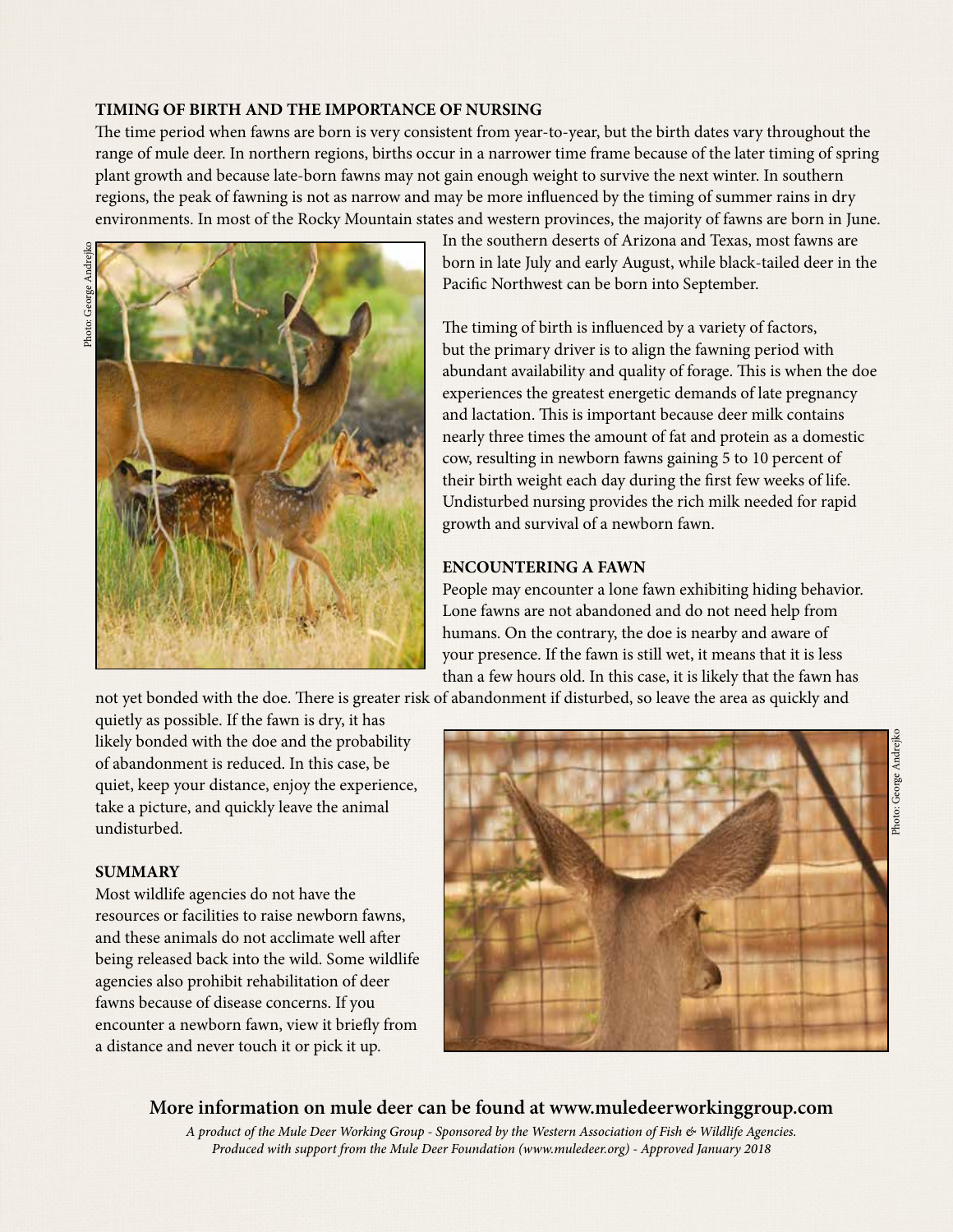### TIMING OF BIRTH AND THE IMPORTANCE OF NURSING

The time period when fawns are born is very consistent from year-to-year, but the birth dates vary throughout the range of mule deer. In northern regions, births occur in a narrower time frame because of the later timing of spring plant growth and because late-born fawns may not gain enough weight to survive the next winter. In southern regions, the peak of fawning is not as narrow and may be more influenced by the timing of summer rains in dry environments. In most of the Rocky Mountain states and western provinces, the majority of fawns are born in June. In the southern deserts of Arizona and Texas, most fawns are born in late July and early August, while black-tailed deer in the Pacific Northwest can be born into September.

Photo: George Andrejko

The timing of birth is influenced by a variety of factors, but the primary driver is to align the fawning period with abundant availability and quality of forage. This is when the doe experiences the greatest energetic demands of late pregnancy and lactation. This is important because deer milk contains nearly three times the amount of fat and protein as a domestic cow, resulting in newborn fawns gaining 5 to 10 percent of their birth weight each day during the first few weeks of life. Undisturbed nursing provides the rich milk needed for rapid growth and survival of a newborn fawn.

### ENCOUNTERING A FAWN

People may encounter a lone fawn exhibiting hiding behavior. Lone fawns are not abandoned and do not need help from humans. On the contrary, the doe is nearby and aware of your presence. If the fawn is still wet, it means that it is less than a few hours old. In this case, it is likely that the fawn has not yet bonded with the doe. There is greater risk of abandonment if disturbed, so leave the area as quickly and quietly as possible. If the fawn is dry, it has likely bonded with the doe and the probability of abandonment is reduced. In this case, be quiet, keep your distance, enjoy the experience, take a picture, and quickly leave the animal undisturbed.

### SUMMARY

Most wildlife agencies do not have the resources or facilities to raise newborn fawns, and these animals do not acclimate well after being released back into the wild. Some wildlife agencies also prohibit rehabilitation of deer fawns because of disease concerns. If you encounter a newborn fawn, view it briefly from a distance and never touch it or pick it up.

Photo: George Andrejko

**More information on mule deer can be found at www.muledeerworkinggroup.com**

*A product of the Mule Deer Working Group - Sponsored by the Western Association of Fish & Wildlife Agencies. Produced with support from the Mule Deer Foundation (www.muledeer.org) - Approved January 2018*